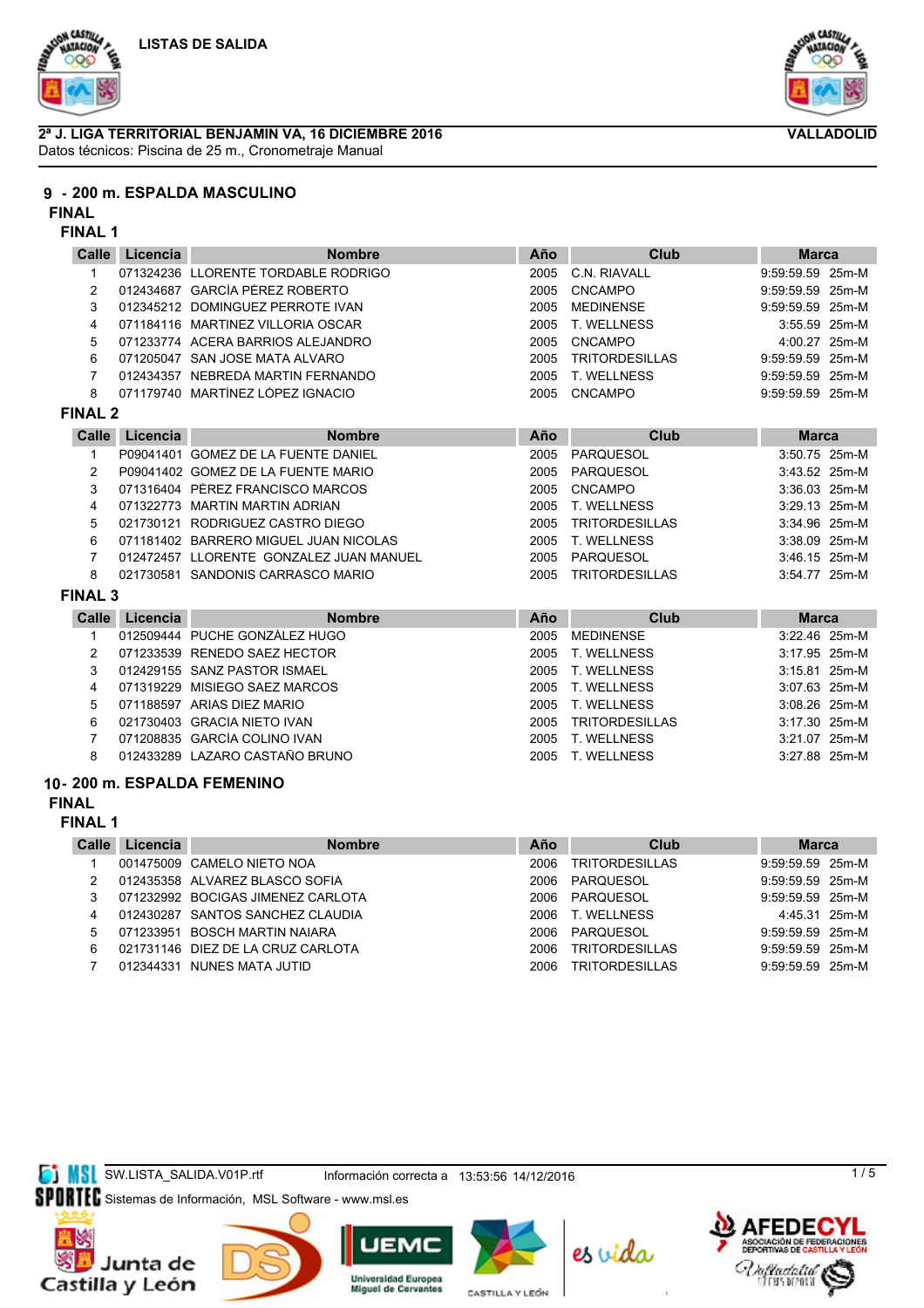LISTAS DE SALIDA

**2ª J. LIGA TERRITORIAL BENJAMIN VA, 16 DICIEMBRE 2016** **VALLADOLID**

Datos técnicos: Piscina de 25 m., Cronometraje Manual

## 9 - 200 m. ESPALDA MASCULINO

### FINAL

#### FINAL 1

| Calle | Licencia | Nombre | Año | Club | Marca |
|---|---|---|---|---|---|
| 1 | 071324236 | LLORENTE TORDABLE RODRIGO | 2005 | C.N. RIAVALL | 9:59:59.59 25m-M |
| 2 | 012434687 | GARCÍA PÉREZ ROBERTO | 2005 | CNCAMPO | 9:59:59.59 25m-M |
| 3 | 012345212 | DOMINGUEZ PERROTE IVAN | 2005 | MEDINENSE | 9:59:59.59 25m-M |
| 4 | 071184116 | MARTINEZ VILLORIA OSCAR | 2005 | T. WELLNESS | 3:55.59 25m-M |
| 5 | 071233774 | ACERA BARRIOS ALEJANDRO | 2005 | CNCAMPO | 4:00.27 25m-M |
| 6 | 071205047 | SAN JOSE MATA ALVARO | 2005 | TRITORDESILLAS | 9:59:59.59 25m-M |
| 7 | 012434357 | NEBREDA MARTIN FERNANDO | 2005 | T. WELLNESS | 9:59:59.59 25m-M |
| 8 | 071179740 | MARTÌNEZ LÓPEZ IGNACIO | 2005 | CNCAMPO | 9:59:59.59 25m-M |

#### FINAL 2

| Calle | Licencia | Nombre | Año | Club | Marca |
|---|---|---|---|---|---|
| 1 | P09041401 | GOMEZ DE LA FUENTE DANIEL | 2005 | PARQUESOL | 3:50.75 25m-M |
| 2 | P09041402 | GOMEZ DE LA FUENTE MARIO | 2005 | PARQUESOL | 3:43.52 25m-M |
| 3 | 071316404 | PÈREZ FRANCISCO MARCOS | 2005 | CNCAMPO | 3:36.03 25m-M |
| 4 | 071322773 | MARTIN MARTIN ADRIAN | 2005 | T. WELLNESS | 3:29.13 25m-M |
| 5 | 021730121 | RODRIGUEZ CASTRO DIEGO | 2005 | TRITORDESILLAS | 3:34.96 25m-M |
| 6 | 071181402 | BARRERO MIGUEL JUAN NICOLAS | 2005 | T. WELLNESS | 3:38.09 25m-M |
| 7 | 012472457 | LLORENTE GONZALEZ JUAN MANUEL | 2005 | PARQUESOL | 3:46.15 25m-M |
| 8 | 021730581 | SANDONIS CARRASCO MARIO | 2005 | TRITORDESILLAS | 3:54.77 25m-M |

#### FINAL 3

| Calle | Licencia | Nombre | Año | Club | Marca |
|---|---|---|---|---|---|
| 1 | 012509444 | PUCHE GONZÀLEZ HUGO | 2005 | MEDINENSE | 3:22.46 25m-M |
| 2 | 071233539 | RENEDO SAEZ HECTOR | 2005 | T. WELLNESS | 3:17.95 25m-M |
| 3 | 012429155 | SANZ PASTOR ISMAEL | 2005 | T. WELLNESS | 3:15.81 25m-M |
| 4 | 071319229 | MISIEGO SAEZ MARCOS | 2005 | T. WELLNESS | 3:07.63 25m-M |
| 5 | 071188597 | ARIAS DIEZ MARIO | 2005 | T. WELLNESS | 3:08.26 25m-M |
| 6 | 021730403 | GRACIA NIETO IVAN | 2005 | TRITORDESILLAS | 3:17.30 25m-M |
| 7 | 071208835 | GARCÍA COLINO IVAN | 2005 | T. WELLNESS | 3:21.07 25m-M |
| 8 | 012433289 | LAZARO CASTAÑO BRUNO | 2005 | T. WELLNESS | 3:27.88 25m-M |

## 10- 200 m. ESPALDA FEMENINO

### FINAL

#### FINAL 1

| Calle | Licencia | Nombre | Año | Club | Marca |
|---|---|---|---|---|---|
| 1 | 001475009 | CAMELO NIETO NOA | 2006 | TRITORDESILLAS | 9:59:59.59 25m-M |
| 2 | 012435358 | ALVAREZ BLASCO SOFIA | 2006 | PARQUESOL | 9:59:59.59 25m-M |
| 3 | 071232992 | BOCIGAS JIMENEZ CARLOTA | 2006 | PARQUESOL | 9:59:59.59 25m-M |
| 4 | 012430287 | SANTOS SANCHEZ CLAUDIA | 2006 | T. WELLNESS | 4:45.31 25m-M |
| 5 | 071233951 | BOSCH MARTIN NAIARA | 2006 | PARQUESOL | 9:59:59.59 25m-M |
| 6 | 021731146 | DIEZ DE LA CRUZ CARLOTA | 2006 | TRITORDESILLAS | 9:59:59.59 25m-M |
| 7 | 012344331 | NUNES MATA JUTID | 2006 | TRITORDESILLAS | 9:59:59.59 25m-M |

SW.LISTA_SALIDA.V01P.rtf    Información correcta a 13:53:56 14/12/2016

Sistemas de Información, MSL Software - www.msl.es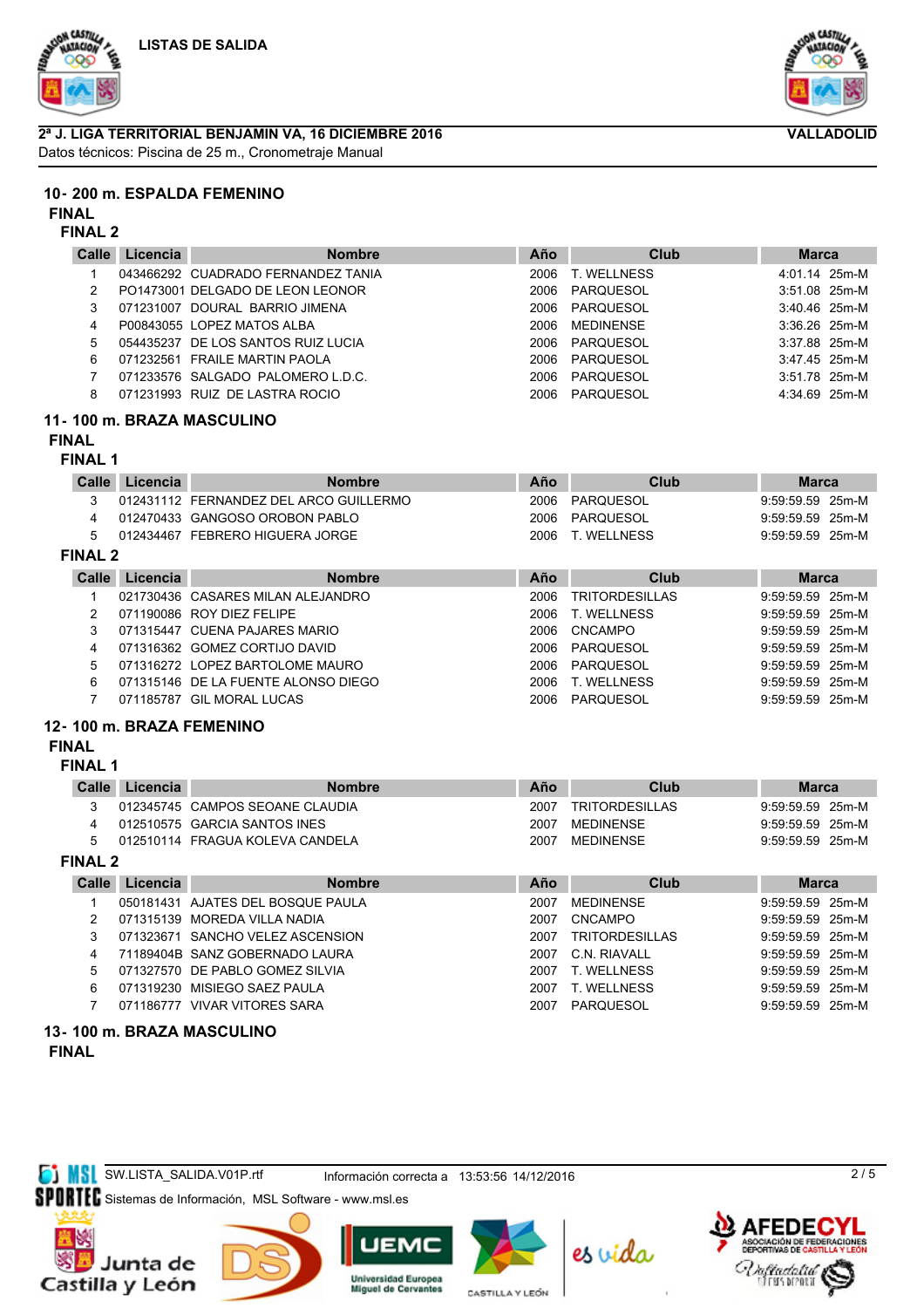**LISTAS DE SALIDA**

**2ª J. LIGA TERRITORIAL BENJAMIN VA, 16 DICIEMBRE 2016** — **VALLADOLID**

Datos técnicos: Piscina de 25 m., Cronometraje Manual

## 10- 200 m. ESPALDA FEMENINO

### FINAL

#### FINAL 2

| Calle | Licencia | Nombre | Año | Club | Marca |
|---|---|---|---|---|---|
| 1 | 043466292 | CUADRADO FERNANDEZ TANIA | 2006 | T. WELLNESS | 4:01.14 25m-M |
| 2 | PO1473001 | DELGADO DE LEON LEONOR | 2006 | PARQUESOL | 3:51.08 25m-M |
| 3 | 071231007 | DOURAL BARRIO JIMENA | 2006 | PARQUESOL | 3:40.46 25m-M |
| 4 | P00843055 | LOPEZ MATOS ALBA | 2006 | MEDINENSE | 3:36.26 25m-M |
| 5 | 054435237 | DE LOS SANTOS RUIZ LUCIA | 2006 | PARQUESOL | 3:37.88 25m-M |
| 6 | 071232561 | FRAILE MARTIN PAOLA | 2006 | PARQUESOL | 3:47.45 25m-M |
| 7 | 071233576 | SALGADO PALOMERO L.D.C. | 2006 | PARQUESOL | 3:51.78 25m-M |
| 8 | 071231993 | RUIZ DE LASTRA ROCIO | 2006 | PARQUESOL | 4:34.69 25m-M |

## 11- 100 m. BRAZA MASCULINO

### FINAL

#### FINAL 1

| Calle | Licencia | Nombre | Año | Club | Marca |
|---|---|---|---|---|---|
| 3 | 012431112 | FERNANDEZ DEL ARCO GUILLERMO | 2006 | PARQUESOL | 9:59:59.59 25m-M |
| 4 | 012470433 | GANGOSO OROBON PABLO | 2006 | PARQUESOL | 9:59:59.59 25m-M |
| 5 | 012434467 | FEBRERO HIGUERA JORGE | 2006 | T. WELLNESS | 9:59:59.59 25m-M |

#### FINAL 2

| Calle | Licencia | Nombre | Año | Club | Marca |
|---|---|---|---|---|---|
| 1 | 021730436 | CASARES MILAN ALEJANDRO | 2006 | TRITORDESILLAS | 9:59:59.59 25m-M |
| 2 | 071190086 | ROY DIEZ FELIPE | 2006 | T. WELLNESS | 9:59:59.59 25m-M |
| 3 | 071315447 | CUENA PAJARES MARIO | 2006 | CNCAMPO | 9:59:59.59 25m-M |
| 4 | 071316362 | GOMEZ CORTIJO DAVID | 2006 | PARQUESOL | 9:59:59.59 25m-M |
| 5 | 071316272 | LOPEZ BARTOLOME MAURO | 2006 | PARQUESOL | 9:59:59.59 25m-M |
| 6 | 071315146 | DE LA FUENTE ALONSO DIEGO | 2006 | T. WELLNESS | 9:59:59.59 25m-M |
| 7 | 071185787 | GIL MORAL LUCAS | 2006 | PARQUESOL | 9:59:59.59 25m-M |

## 12- 100 m. BRAZA FEMENINO

### FINAL

#### FINAL 1

| Calle | Licencia | Nombre | Año | Club | Marca |
|---|---|---|---|---|---|
| 3 | 012345745 | CAMPOS SEOANE CLAUDIA | 2007 | TRITORDESILLAS | 9:59:59.59 25m-M |
| 4 | 012510575 | GARCIA SANTOS INES | 2007 | MEDINENSE | 9:59:59.59 25m-M |
| 5 | 012510114 | FRAGUA KOLEVA CANDELA | 2007 | MEDINENSE | 9:59:59.59 25m-M |

#### FINAL 2

| Calle | Licencia | Nombre | Año | Club | Marca |
|---|---|---|---|---|---|
| 1 | 050181431 | AJATES DEL BOSQUE PAULA | 2007 | MEDINENSE | 9:59:59.59 25m-M |
| 2 | 071315139 | MOREDA VILLA NADIA | 2007 | CNCAMPO | 9:59:59.59 25m-M |
| 3 | 071323671 | SANCHO VELEZ ASCENSION | 2007 | TRITORDESILLAS | 9:59:59.59 25m-M |
| 4 | 71189404B | SANZ GOBERNADO LAURA | 2007 | C.N. RIAVALL | 9:59:59.59 25m-M |
| 5 | 071327570 | DE PABLO GOMEZ SILVIA | 2007 | T. WELLNESS | 9:59:59.59 25m-M |
| 6 | 071319230 | MISIEGO SAEZ PAULA | 2007 | T. WELLNESS | 9:59:59.59 25m-M |
| 7 | 071186777 | VIVAR VITORES SARA | 2007 | PARQUESOL | 9:59:59.59 25m-M |

## 13- 100 m. BRAZA MASCULINO

### FINAL

SW.LISTA_SALIDA.V01P.rtf — Información correcta a 13:53:56 14/12/2016

Sistemas de Información, MSL Software - www.msl.es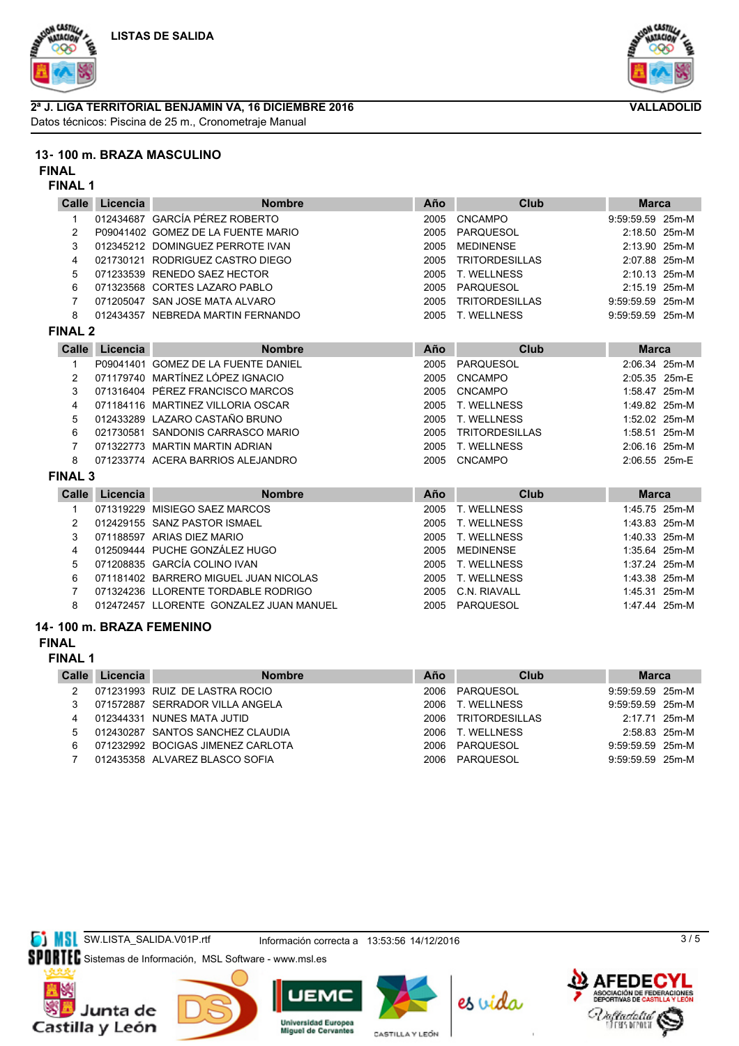# 2ª J. LIGA TERRITORIAL BENJAMIN VA, 16 DICIEMBRE 2016

**VALLADOLID**

Datos técnicos: Piscina de 25 m., Cronometraje Manual

## 13- 100 m. BRAZA MASCULINO

### FINAL

#### FINAL 1

| Calle | Licencia | Nombre | Año | Club | Marca |
|---|---|---|---|---|---|
| 1 | 012434687 | GARCÍA PÉREZ ROBERTO | 2005 | CNCAMPO | 9:59:59.59 25m-M |
| 2 | P09041402 | GOMEZ DE LA FUENTE MARIO | 2005 | PARQUESOL | 2:18.50 25m-M |
| 3 | 012345212 | DOMINGUEZ PERROTE IVAN | 2005 | MEDINENSE | 2:13.90 25m-M |
| 4 | 021730121 | RODRIGUEZ CASTRO DIEGO | 2005 | TRITORDESILLAS | 2:07.88 25m-M |
| 5 | 071233539 | RENEDO SAEZ HECTOR | 2005 | T. WELLNESS | 2:10.13 25m-M |
| 6 | 071323568 | CORTES LAZARO PABLO | 2005 | PARQUESOL | 2:15.19 25m-M |
| 7 | 071205047 | SAN JOSE MATA ALVARO | 2005 | TRITORDESILLAS | 9:59:59.59 25m-M |
| 8 | 012434357 | NEBREDA MARTIN FERNANDO | 2005 | T. WELLNESS | 9:59:59.59 25m-M |

#### FINAL 2

| Calle | Licencia | Nombre | Año | Club | Marca |
|---|---|---|---|---|---|
| 1 | P09041401 | GOMEZ DE LA FUENTE DANIEL | 2005 | PARQUESOL | 2:06.34 25m-M |
| 2 | 071179740 | MARTÍNEZ LÓPEZ IGNACIO | 2005 | CNCAMPO | 2:05.35 25m-E |
| 3 | 071316404 | PÈREZ FRANCISCO MARCOS | 2005 | CNCAMPO | 1:58.47 25m-M |
| 4 | 071184116 | MARTINEZ VILLORIA OSCAR | 2005 | T. WELLNESS | 1:49.82 25m-M |
| 5 | 012433289 | LAZARO CASTAÑO BRUNO | 2005 | T. WELLNESS | 1:52.02 25m-M |
| 6 | 021730581 | SANDONIS CARRASCO MARIO | 2005 | TRITORDESILLAS | 1:58.51 25m-M |
| 7 | 071322773 | MARTIN MARTIN ADRIAN | 2005 | T. WELLNESS | 2:06.16 25m-M |
| 8 | 071233774 | ACERA BARRIOS ALEJANDRO | 2005 | CNCAMPO | 2:06.55 25m-E |

#### FINAL 3

| Calle | Licencia | Nombre | Año | Club | Marca |
|---|---|---|---|---|---|
| 1 | 071319229 | MISIEGO SAEZ MARCOS | 2005 | T. WELLNESS | 1:45.75 25m-M |
| 2 | 012429155 | SANZ PASTOR ISMAEL | 2005 | T. WELLNESS | 1:43.83 25m-M |
| 3 | 071188597 | ARIAS DIEZ MARIO | 2005 | T. WELLNESS | 1:40.33 25m-M |
| 4 | 012509444 | PUCHE GONZÁLEZ HUGO | 2005 | MEDINENSE | 1:35.64 25m-M |
| 5 | 071208835 | GARCÍA COLINO IVAN | 2005 | T. WELLNESS | 1:37.24 25m-M |
| 6 | 071181402 | BARRERO MIGUEL JUAN NICOLAS | 2005 | T. WELLNESS | 1:43.38 25m-M |
| 7 | 071324236 | LLORENTE TORDABLE RODRIGO | 2005 | C.N. RIAVALL | 1:45.31 25m-M |
| 8 | 012472457 | LLORENTE GONZALEZ JUAN MANUEL | 2005 | PARQUESOL | 1:47.44 25m-M |

## 14- 100 m. BRAZA FEMENINO

### FINAL

#### FINAL 1

| Calle | Licencia | Nombre | Año | Club | Marca |
|---|---|---|---|---|---|
| 2 | 071231993 | RUIZ DE LASTRA ROCIO | 2006 | PARQUESOL | 9:59:59.59 25m-M |
| 3 | 071572887 | SERRADOR VILLA ANGELA | 2006 | T. WELLNESS | 9:59:59.59 25m-M |
| 4 | 012344331 | NUNES MATA JUTID | 2006 | TRITORDESILLAS | 2:17.71 25m-M |
| 5 | 012430287 | SANTOS SANCHEZ CLAUDIA | 2006 | T. WELLNESS | 2:58.83 25m-M |
| 6 | 071232992 | BOCIGAS JIMENEZ CARLOTA | 2006 | PARQUESOL | 9:59:59.59 25m-M |
| 7 | 012435358 | ALVAREZ BLASCO SOFIA | 2006 | PARQUESOL | 9:59:59.59 25m-M |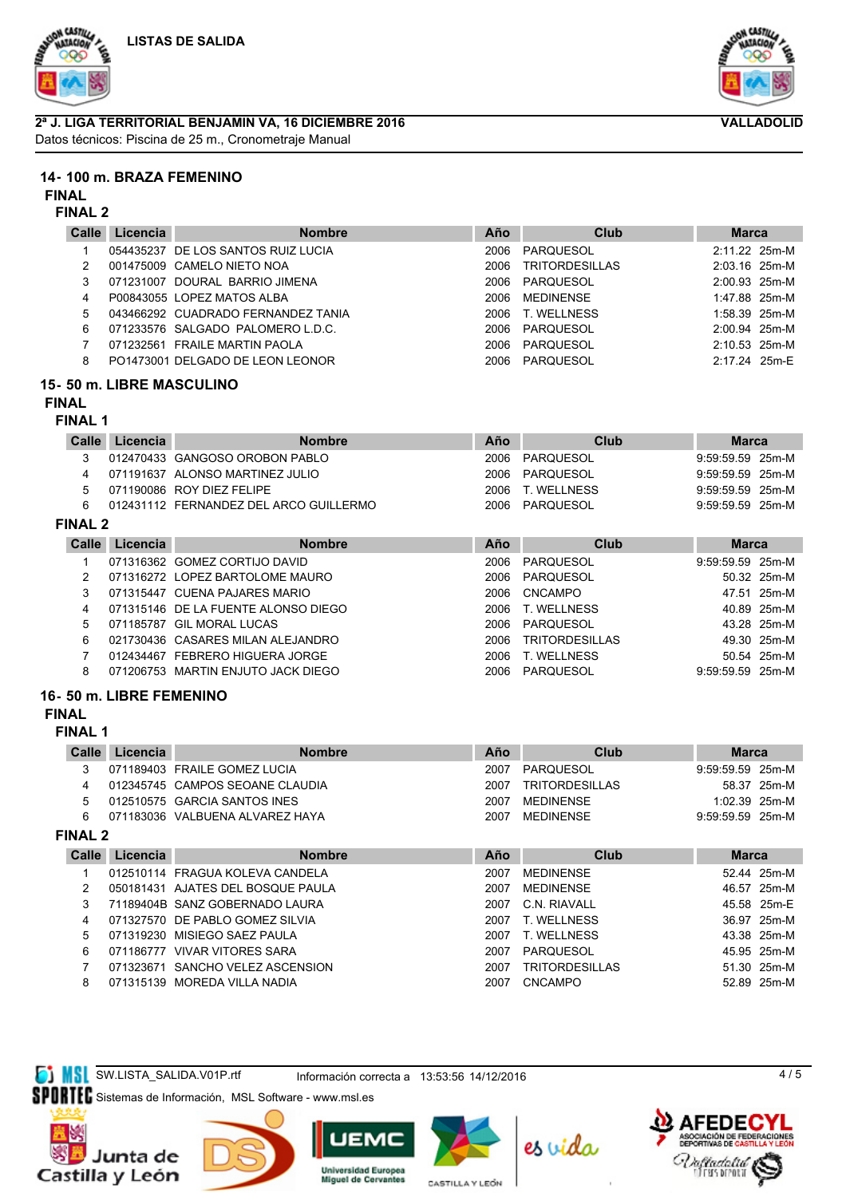LISTAS DE SALIDA

**2ª J. LIGA TERRITORIAL BENJAMIN VA, 16 DICIEMBRE 2016** — **VALLADOLID**

Datos técnicos: Piscina de 25 m., Cronometraje Manual

## 14- 100 m. BRAZA FEMENINO

### FINAL

#### FINAL 2

| Calle | Licencia | Nombre | Año | Club | Marca |
|---|---|---|---|---|---|
| 1 | 054435237 | DE LOS SANTOS RUIZ LUCIA | 2006 | PARQUESOL | 2:11.22 25m-M |
| 2 | 001475009 | CAMELO NIETO NOA | 2006 | TRITORDESILLAS | 2:03.16 25m-M |
| 3 | 071231007 | DOURAL BARRIO JIMENA | 2006 | PARQUESOL | 2:00.93 25m-M |
| 4 | P00843055 | LOPEZ MATOS ALBA | 2006 | MEDINENSE | 1:47.88 25m-M |
| 5 | 043466292 | CUADRADO FERNANDEZ TANIA | 2006 | T. WELLNESS | 1:58.39 25m-M |
| 6 | 071233576 | SALGADO PALOMERO L.D.C. | 2006 | PARQUESOL | 2:00.94 25m-M |
| 7 | 071232561 | FRAILE MARTIN PAOLA | 2006 | PARQUESOL | 2:10.53 25m-M |
| 8 | PO1473001 | DELGADO DE LEON LEONOR | 2006 | PARQUESOL | 2:17.24 25m-E |

## 15- 50 m. LIBRE MASCULINO

### FINAL

#### FINAL 1

| Calle | Licencia | Nombre | Año | Club | Marca |
|---|---|---|---|---|---|
| 3 | 012470433 | GANGOSO OROBON PABLO | 2006 | PARQUESOL | 9:59:59.59 25m-M |
| 4 | 071191637 | ALONSO MARTINEZ JULIO | 2006 | PARQUESOL | 9:59:59.59 25m-M |
| 5 | 071190086 | ROY DIEZ FELIPE | 2006 | T. WELLNESS | 9:59:59.59 25m-M |
| 6 | 012431112 | FERNANDEZ DEL ARCO GUILLERMO | 2006 | PARQUESOL | 9:59:59.59 25m-M |

#### FINAL 2

| Calle | Licencia | Nombre | Año | Club | Marca |
|---|---|---|---|---|---|
| 1 | 071316362 | GOMEZ CORTIJO DAVID | 2006 | PARQUESOL | 9:59:59.59 25m-M |
| 2 | 071316272 | LOPEZ BARTOLOME MAURO | 2006 | PARQUESOL | 50.32 25m-M |
| 3 | 071315447 | CUENA PAJARES MARIO | 2006 | CNCAMPO | 47.51 25m-M |
| 4 | 071315146 | DE LA FUENTE ALONSO DIEGO | 2006 | T. WELLNESS | 40.89 25m-M |
| 5 | 071185787 | GIL MORAL LUCAS | 2006 | PARQUESOL | 43.28 25m-M |
| 6 | 021730436 | CASARES MILAN ALEJANDRO | 2006 | TRITORDESILLAS | 49.30 25m-M |
| 7 | 012434467 | FEBRERO HIGUERA JORGE | 2006 | T. WELLNESS | 50.54 25m-M |
| 8 | 071206753 | MARTIN ENJUTO JACK DIEGO | 2006 | PARQUESOL | 9:59:59.59 25m-M |

## 16- 50 m. LIBRE FEMENINO

### FINAL

#### FINAL 1

| Calle | Licencia | Nombre | Año | Club | Marca |
|---|---|---|---|---|---|
| 3 | 071189403 | FRAILE GOMEZ LUCIA | 2007 | PARQUESOL | 9:59:59.59 25m-M |
| 4 | 012345745 | CAMPOS SEOANE CLAUDIA | 2007 | TRITORDESILLAS | 58.37 25m-M |
| 5 | 012510575 | GARCIA SANTOS INES | 2007 | MEDINENSE | 1:02.39 25m-M |
| 6 | 071183036 | VALBUENA ALVAREZ HAYA | 2007 | MEDINENSE | 9:59:59.59 25m-M |

#### FINAL 2

| Calle | Licencia | Nombre | Año | Club | Marca |
|---|---|---|---|---|---|
| 1 | 012510114 | FRAGUA KOLEVA CANDELA | 2007 | MEDINENSE | 52.44 25m-M |
| 2 | 050181431 | AJATES DEL BOSQUE PAULA | 2007 | MEDINENSE | 46.57 25m-M |
| 3 | 71189404B | SANZ GOBERNADO LAURA | 2007 | C.N. RIAVALL | 45.58 25m-E |
| 4 | 071327570 | DE PABLO GOMEZ SILVIA | 2007 | T. WELLNESS | 36.97 25m-M |
| 5 | 071319230 | MISIEGO SAEZ PAULA | 2007 | T. WELLNESS | 43.38 25m-M |
| 6 | 071186777 | VIVAR VITORES SARA | 2007 | PARQUESOL | 45.95 25m-M |
| 7 | 071323671 | SANCHO VELEZ ASCENSION | 2007 | TRITORDESILLAS | 51.30 25m-M |
| 8 | 071315139 | MOREDA VILLA NADIA | 2007 | CNCAMPO | 52.89 25m-M |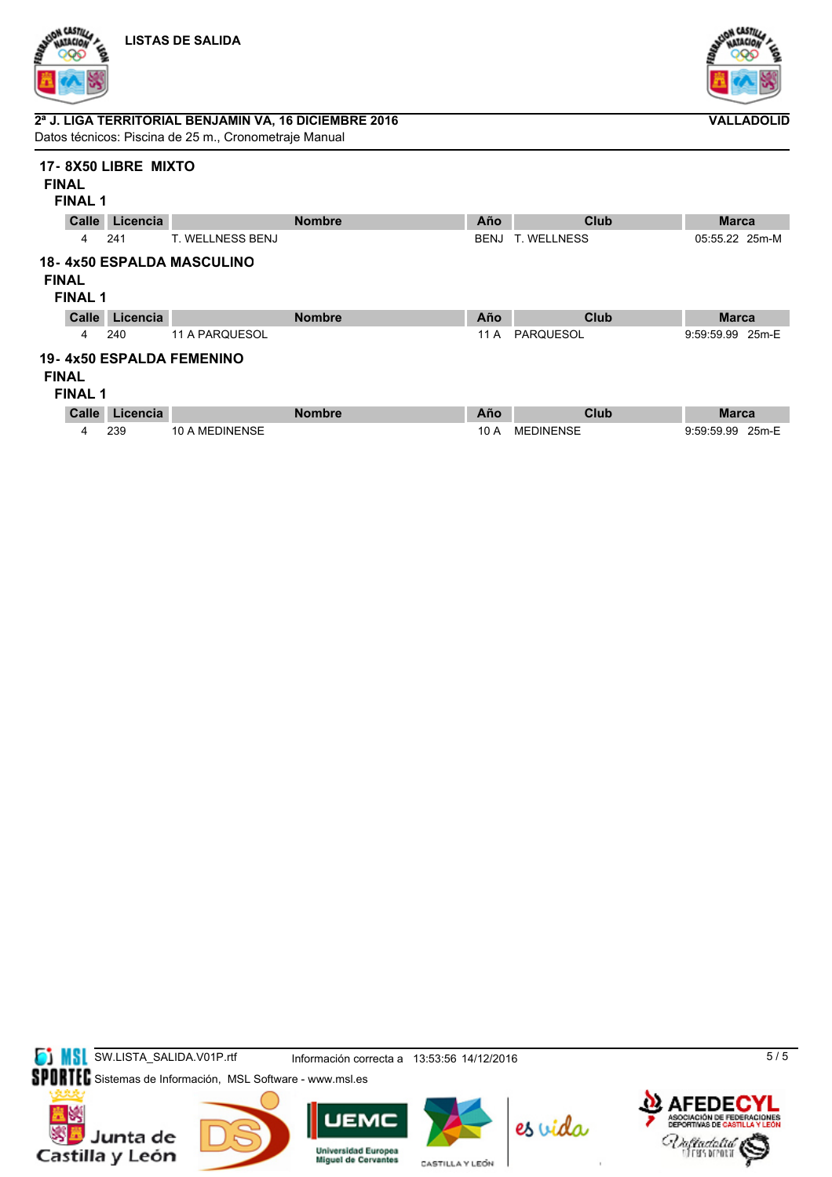LISTAS DE SALIDA

**2ª J. LIGA TERRITORIAL BENJAMIN VA, 16 DICIEMBRE 2016** — **VALLADOLID**

Datos técnicos: Piscina de 25 m., Cronometraje Manual

## 17- 8X50 LIBRE MIXTO

### FINAL

#### FINAL 1

| Calle | Licencia | Nombre | Año | Club | Marca |
|---|---|---|---|---|---|
| 4 | 241 | T. WELLNESS BENJ | BENJ | T. WELLNESS | 05:55.22 25m-M |

## 18- 4x50 ESPALDA MASCULINO

### FINAL

#### FINAL 1

| Calle | Licencia | Nombre | Año | Club | Marca |
|---|---|---|---|---|---|
| 4 | 240 | 11 A PARQUESOL | 11 A | PARQUESOL | 9:59:59.99 25m-E |

## 19- 4x50 ESPALDA FEMENINO

### FINAL

#### FINAL 1

| Calle | Licencia | Nombre | Año | Club | Marca |
|---|---|---|---|---|---|
| 4 | 239 | 10 A MEDINENSE | 10 A | MEDINENSE | 9:59:59.99 25m-E |

SW.LISTA_SALIDA.V01P.rtf — Información correcta a 13:53:56 14/12/2016

Sistemas de Información, MSL Software - www.msl.es